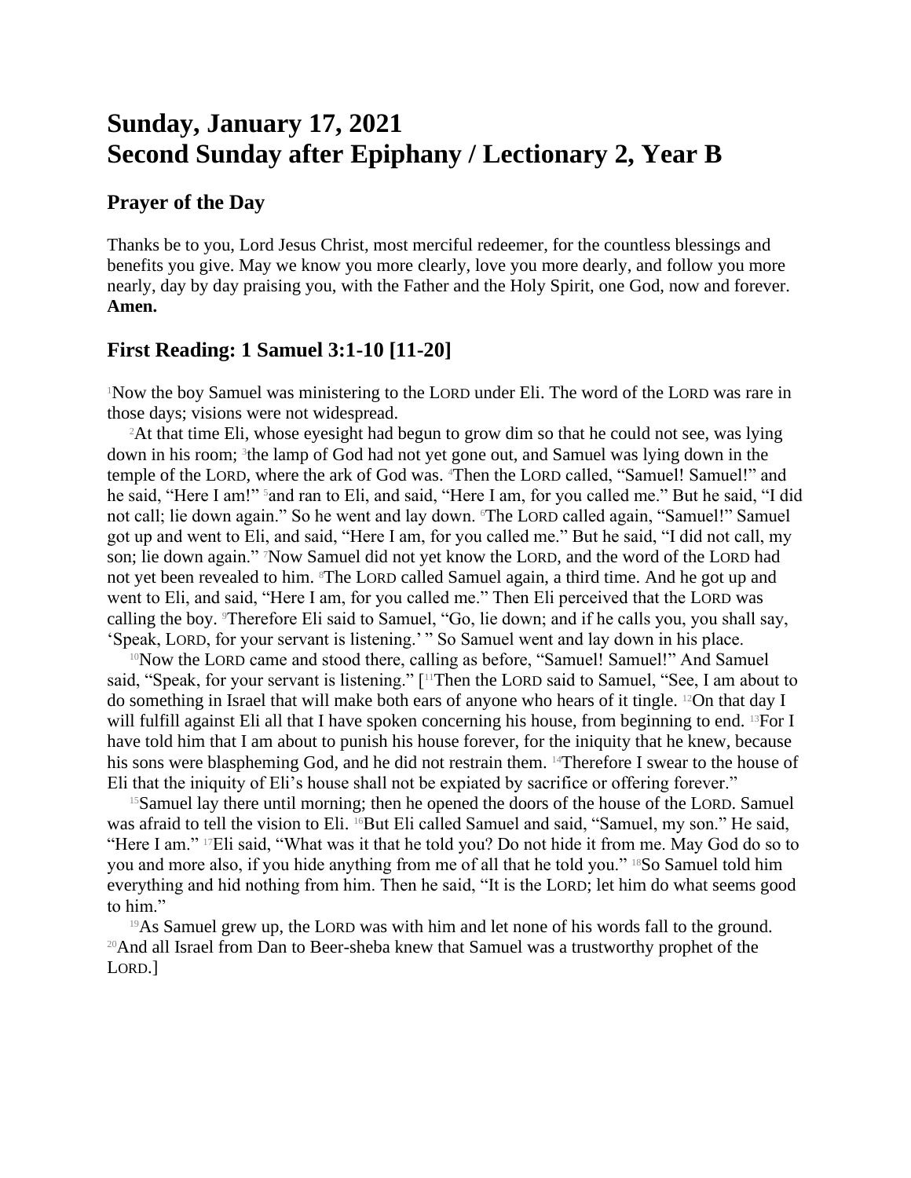# Sunday, January 17, 2021
# Second Sunday after Epiphany / Lectionary 2, Year B

## Prayer of the Day

Thanks be to you, Lord Jesus Christ, most merciful redeemer, for the countless blessings and benefits you give. May we know you more clearly, love you more dearly, and follow you more nearly, day by day praising you, with the Father and the Holy Spirit, one God, now and forever. **Amen.**

## First Reading: 1 Samuel 3:1-10 [11-20]

[1]Now the boy Samuel was ministering to the LORD under Eli. The word of the LORD was rare in those days; visions were not widespread.

[2]At that time Eli, whose eyesight had begun to grow dim so that he could not see, was lying down in his room; [3]the lamp of God had not yet gone out, and Samuel was lying down in the temple of the LORD, where the ark of God was. [4]Then the LORD called, "Samuel! Samuel!" and he said, "Here I am!" [5]and ran to Eli, and said, "Here I am, for you called me." But he said, "I did not call; lie down again." So he went and lay down. [6]The LORD called again, "Samuel!" Samuel got up and went to Eli, and said, "Here I am, for you called me." But he said, "I did not call, my son; lie down again." [7]Now Samuel did not yet know the LORD, and the word of the LORD had not yet been revealed to him. [8]The LORD called Samuel again, a third time. And he got up and went to Eli, and said, "Here I am, for you called me." Then Eli perceived that the LORD was calling the boy. [9]Therefore Eli said to Samuel, "Go, lie down; and if he calls you, you shall say, 'Speak, LORD, for your servant is listening.' " So Samuel went and lay down in his place.

[10]Now the LORD came and stood there, calling as before, "Samuel! Samuel!" And Samuel said, "Speak, for your servant is listening." [[11]Then the LORD said to Samuel, "See, I am about to do something in Israel that will make both ears of anyone who hears of it tingle. [12]On that day I will fulfill against Eli all that I have spoken concerning his house, from beginning to end. [13]For I have told him that I am about to punish his house forever, for the iniquity that he knew, because his sons were blaspheming God, and he did not restrain them. [14]Therefore I swear to the house of Eli that the iniquity of Eli's house shall not be expiated by sacrifice or offering forever."

[15]Samuel lay there until morning; then he opened the doors of the house of the LORD. Samuel was afraid to tell the vision to Eli. [16]But Eli called Samuel and said, "Samuel, my son." He said, "Here I am." [17]Eli said, "What was it that he told you? Do not hide it from me. May God do so to you and more also, if you hide anything from me of all that he told you." [18]So Samuel told him everything and hid nothing from him. Then he said, "It is the LORD; let him do what seems good to him."

[19]As Samuel grew up, the LORD was with him and let none of his words fall to the ground. [20]And all Israel from Dan to Beer-sheba knew that Samuel was a trustworthy prophet of the LORD.]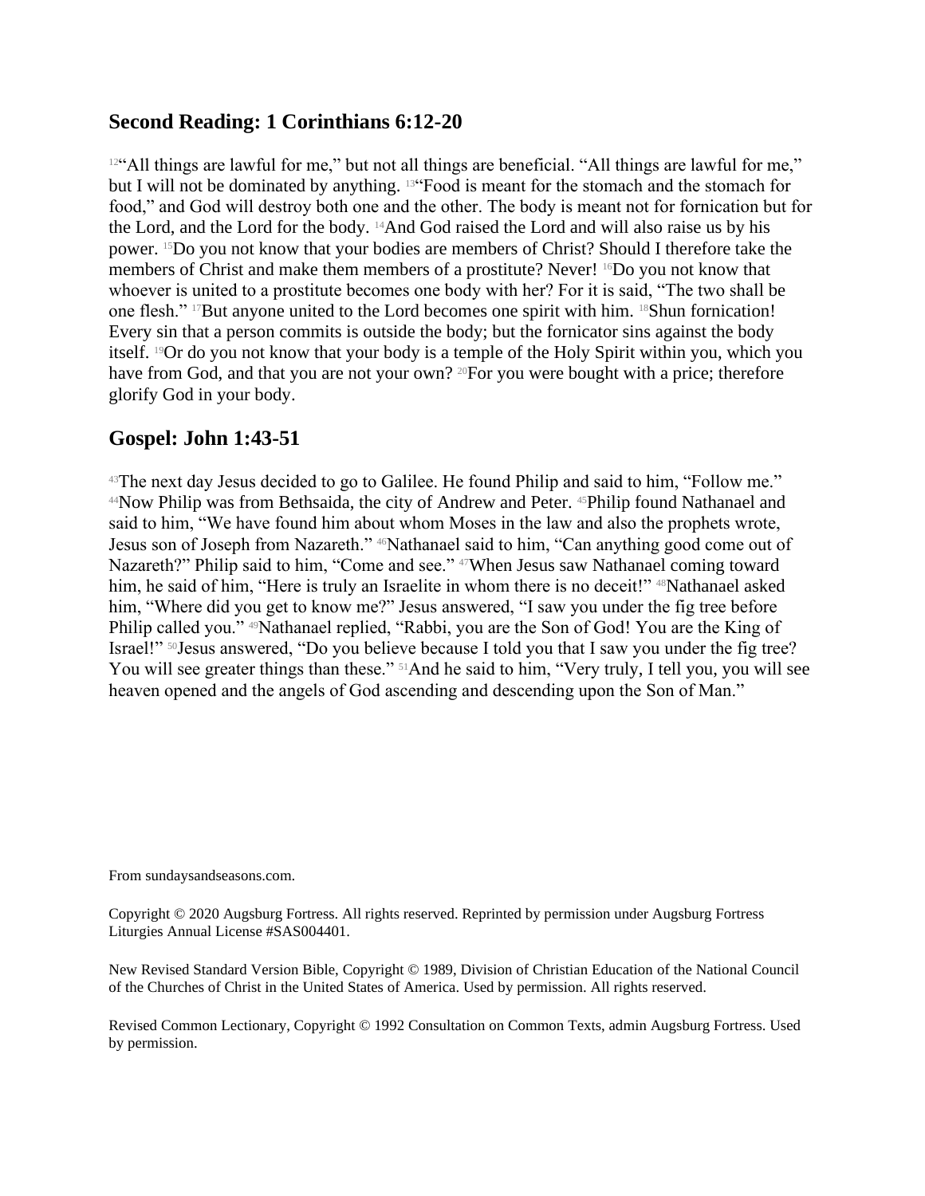## Second Reading: 1 Corinthians 6:12-20

[12]"All things are lawful for me," but not all things are beneficial. "All things are lawful for me," but I will not be dominated by anything. [13]"Food is meant for the stomach and the stomach for food," and God will destroy both one and the other. The body is meant not for fornication but for the Lord, and the Lord for the body. [14]And God raised the Lord and will also raise us by his power. [15]Do you not know that your bodies are members of Christ? Should I therefore take the members of Christ and make them members of a prostitute? Never! [16]Do you not know that whoever is united to a prostitute becomes one body with her? For it is said, "The two shall be one flesh." [17]But anyone united to the Lord becomes one spirit with him. [18]Shun fornication! Every sin that a person commits is outside the body; but the fornicator sins against the body itself. [19]Or do you not know that your body is a temple of the Holy Spirit within you, which you have from God, and that you are not your own? [20]For you were bought with a price; therefore glorify God in your body.

## Gospel: John 1:43-51

[43]The next day Jesus decided to go to Galilee. He found Philip and said to him, "Follow me." [44]Now Philip was from Bethsaida, the city of Andrew and Peter. [45]Philip found Nathanael and said to him, "We have found him about whom Moses in the law and also the prophets wrote, Jesus son of Joseph from Nazareth." [46]Nathanael said to him, "Can anything good come out of Nazareth?" Philip said to him, "Come and see." [47]When Jesus saw Nathanael coming toward him, he said of him, "Here is truly an Israelite in whom there is no deceit!" [48]Nathanael asked him, "Where did you get to know me?" Jesus answered, "I saw you under the fig tree before Philip called you." [49]Nathanael replied, "Rabbi, you are the Son of God! You are the King of Israel!" [50]Jesus answered, "Do you believe because I told you that I saw you under the fig tree? You will see greater things than these." [51]And he said to him, "Very truly, I tell you, you will see heaven opened and the angels of God ascending and descending upon the Son of Man."

From sundaysandseasons.com.

Copyright © 2020 Augsburg Fortress. All rights reserved. Reprinted by permission under Augsburg Fortress Liturgies Annual License #SAS004401.

New Revised Standard Version Bible, Copyright © 1989, Division of Christian Education of the National Council of the Churches of Christ in the United States of America. Used by permission. All rights reserved.

Revised Common Lectionary, Copyright © 1992 Consultation on Common Texts, admin Augsburg Fortress. Used by permission.